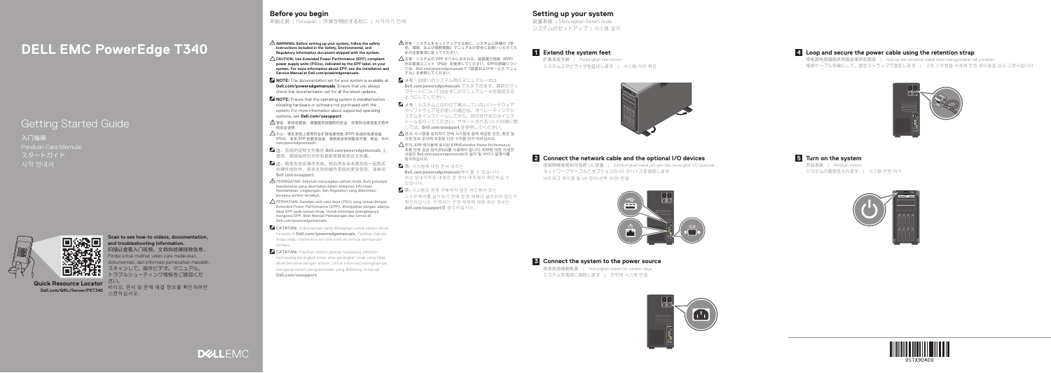# DELL EMC PowerEdge T340

## Getting Started Guide

入门指南
Panduan Cara Memulai
スタートガイド
시작 안내서

**Scan to see how-to videos, documentation, and troubleshooting information.**
扫描以查看入门视频、文档和故障排除信息。
Pindai untuk melihat video cara melakukan, dokumentasi, dan informasi pemecahan masalah.
スキャンして、操作ビデオ、マニュアル、トラブルシューティング情報をご確認ください。
비디오, 문서 및 문제 해결 정보를 확인하려면 스캔하십시오.

**Quick Resource Locator**
**Dell.com/QRL/Server/PET340**

DELL EMC

## Before you begin

开始之前 | Persiapan | 作業を開始する前に | 시작하기 전에

⚠ **WARNING: Before setting up your system, follow the safety instructions included in the Safety, Environmental, and Regulatory Information document shipped with the system.**

⚠ **CAUTION: Use Extended Power Performance (EPP) compliant power supply units (PSUs), indicated by the EPP label, on your system. For more information about EPP, see the Installation and Service Manual at Dell.com/poweredgemanuals.**

**NOTE:** The documentation set for your system is available at **Dell.com/poweredgemanuals**. Ensure that you always check this documentation set for all the latest updates.

**NOTE:** Ensure that the operating system is installed before installing hardware or software not purchased with the system. For more information about supported operating systems, see **Dell.com/ossupport**.

⚠ 警告：系统设置前，请遵循系统随附的安全、环境和法规信息文档中的安全说明。

⚠ 小心：请在系统上使用符合扩展电源性能 (EPP) 标准的电源设备 (PSU)，有关 EPP 的更多信息，请参阅安装和服务手册，网址：Dell.com/poweredgemanuals。

注：系统的说明文件集在 **Dell.com/poweredgemanuals** 上提供。请确保始终检查所有最新更新的说明文件集。

注：确保先安装操作系统，然后再安装未随系统一起购买的硬件或软件。有关支持的操作系统的更多信息，请参阅 **Dell.com/ossupport**。

⚠ **PERINGATAN: Sebelum menyiapkan sistem Anda, ikuti petunjuk keselamatan yang disertakan dalam dokumen Informasi Keselamatan, Lingkungan, dan Regulatori yang dikirimkan bersama sistem tersebut.**

⚠ **PERHATIAN: Gunakan unit catu daya (PSU) yang sesuai dengan Extended Power Performance (EPP), ditunjukkan dengan adanya label EPP pada sistem Anda. Untuk informasi selengkapnya mengenai EPP, lihat Manual Pemasangan dan Servis di Dell.com/poweredgemanuals.**

**CATATAN:** Dokumentasi yang ditetapkan untuk sistem Anda tersedia di **Dell.com/poweredgemanuals**. Pastikan bahwa Anda selalu memeriksa set dokumen ini semua pembaruan terbaru.

**CATATAN:** Pastikan sistem operasi terpasang sebelum memasang perangkat keras atau perangkat lunak yang tidak dibeli bersama dengan sistem. Untuk informasi selengkapnya mengenai sistem pengoperasian yang didukung, kunjungi **Dell.com/ossupport**.

⚠ 警告：システムをセットアップする前に、システムに同梱の『安全、環境、および規制情報』マニュアルの安全にお使いいただくための注意事項に従ってください。

⚠ 注意：システムの EPP ラベルに示される、拡張電力性能（EPP）対応電源ユニット（PSU）を使用してください。EPPの詳細については、Dell.com/poweredgemanualsで『設置およびサービス マニュアル』を参照してください。

メモ：お使いのシステム用のマニュアルは **Dell.com/poweredgemanuals** で入手できます。最新のアップデートについては必ずこのマニュアルを確認するようにしてください。

メモ：システムと合わせて購入していないハードウェアやソフトウェアをお使いの場合は、オペレーティングシステムをインストールしてから、取り付けまたはインストールを行ってください。サポートされる OS の詳細に関しては、**Dell.com/ossupport** を参照してください。

⚠ 경고: 시스템을 설치하기 전에 시스템과 함께 제공된 안전, 환경 및 규정 정보 문서에 포함된 안전 수칙을 먼저 따르십시오.

⚠ 주의: EPP 레이블에 표시된 EPP(Extended Power Performance) 호환 전원 공급 장치(PSU)를 사용해야 합니다. EPP에 대한 자세한 내용은 Dell.com/poweredgemanuals의 설치 및 서비스 설명서를 참조하십시오.

주: 시스템에 대한 문서 세트는 **Dell.com/poweredgemanuals**에서 볼 수 있습니다. 최신 업데이트된 내용은 본 문서 세트에서 확인하실 수 있습니다.

주: 시스템과 함께 구매하지 않은 하드웨어 또는 소프트웨어를 설치하기 전에 운영 체제가 설치되어 있는지 확인하십시오. 지원되는 운영 체제에 대한 최신 정보는 **dell.com/ossupport**를 참조하십시오.

## Setting up your system

设置系统 | Menyiapkan Sistem Anda
システムのセットアップ | 시스템 설치

### 1 Extend the system feet

扩展系统支脚 | Panjangkan kaki sistem
システムスタビライザを延ばします | 시스템 다리 확장

### 2 Connect the network cable and the optional I/O devices

连接网络电缆和可选的 I/O 设备 | Sambungkan kabel jaringan dan perangkat I/O opsional
ネットワークケーブルとオプションの I/O デバイスを接続します
네트워크 케이블 및 I/O 장치(선택 사양) 연결

### 3 Connect the system to the power source

将系统连接到电源 | Hubungkan sistem ke sumber daya
システムを電源に接続します | 전원에 시스템 연결

### 4 Loop and secure the power cable using the retention strap

将电源电缆缠绕并用固定夹带固定 | Gulung dan amankan kabel daya menggunakan tali penahan
電源ケーブルを輪にして、固定ストラップで固定します | 고정 스트랩을 사용해 전원 케이블을 감고 고정시킵니다

### 5 Turn on the system

开启系统 | Aktifkan sistem
システムの電源を入れます | 시스템 전원 켜기

05TX9DA00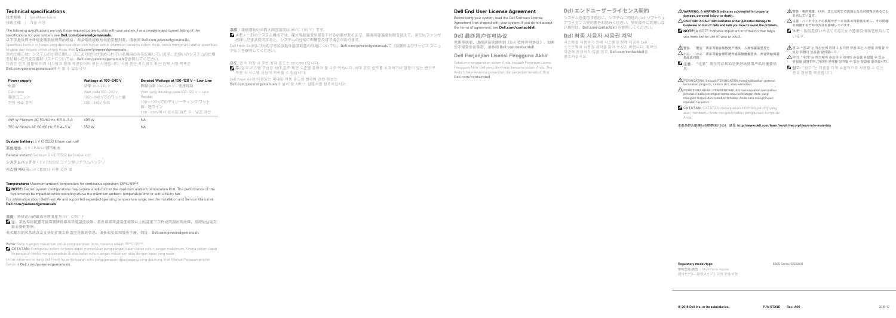## Technical specifications

技术规格 | Spesifikasi teknis
技術仕様 | 기술 사양

The following specifications are only those required by law to ship with your system. For a complete and current listing of the specifications for your system, see **Dell.com/poweredgemanuals**.

以下仅是按照法律规定随系统附带的规格。有关系统规格的完整和最新列表，请参阅 **Dell.com/poweredgemanuals**。

Spesifikasi berikut ini hanya yang diperşaratkan oleh hukum untuk dikirimkan bersama sistem Anda. Untuk mengetahui daftar spesifikasi lengkap dan terbaru untuk sistem Anda, lihat **Dell.com/poweredgemanuals**.

次の仕様は、システムの出荷に際し、法により提示が定められている項目のみを記載しています。お使いのシステムの仕様を記載した完全な最新リストについては、**Dell.com/poweredgemanuals**を参照してください。

다음은 현지 법률에 따라 시스템과 함께 제공되어야 하는 사양입니다. 사용 중인 시스템의 최신 전체 사양 목록은 **Dell.com/poweredgemanuals**에서 볼 수 있습니다.

| Power supply<br>电源<br>Catu daya<br>電源ユニット<br>전원 공급 장치 | Wattage at 100–240 V<br>功率 100–240 V<br>Watt pada 100–240 V<br>100～240 V でのワット数<br>100–240V 와트 | Derated Wattage at 100–120 V – Low Line<br>降额功率 100–120 V – 低压线路<br>Watt yang diturunkan pada 100–120 V – Jalur Rendah<br>100～120 V でのディレーティング ワット数 – 低ライン<br>100~120V에서 감소된 와트 수 - 낮은 라인 |
|---|---|---|
| 495 W Platinum AC 50/60 Hz, 6.5 A–3 A | 495 W | NA |
| 350 W Bronze AC 50/60 Hz, 5.5 A–3 A | 350 W | NA |

**System battery:** 3 V CR2032 lithium coin cell

**系统电池：** 3 V CR2032 锂币电池

**Baterai sistem:** Sel litium 3 V CR2032 berbentuk koin

**システムバッテリ：** 3 V CR2032 コイン型リチウムバッテリ

**시스템 배터리:** 3V CR2032 리튬 코인 셀

**Temperature:** Maximum ambient temperature for continuous operation: 35°C/95°F

**NOTE:** Certain system configurations may require a reduction in the maximum ambient temperature limit. The performance of the system may be impacted when operating above the maximum ambient temperature limit or with a faulty fan.

For information about Dell Fresh Air and supported expanded operating temperature range, see the Installation and Service Manual at **Dell.com/poweredgemanuals**.

**温度：** 持续运行的最高环境温度为 35° C/95° F

**注：** 某些系统配置可能需要降低最高环境温度极限。若在最高环境温度极限以上的温度下工作或风扇出现故障，系统的性能可能会受到影响。

有关戴尔新风系统以及支持的扩展工作温度范围的信息，请参阅安装和服务手册，网址：**Dell.com/poweredgemanuals**

**Suhu:** Suhu ruangan maksimum untuk pengoperasian terus menerus adalah 35°C/95°F.

**CATATAN:** Konfigurasi sistem tertentu dapat memerlukan pengurangan dalam batas suhu ruangan maksimum. Kinerja sistem dapat terpengaruh ketika mengoperasikan di atas batas suhu ruangan maksimum atau dengan kipas yang rusak.

Untuk informasi tentang Dell Fresh Air serta kisaran suhu pengoperasian diperpanjang yang didukung, lihat Manual Pemasangan dan Servis di **Dell.com/poweredgemanuals**.

**温度：** 連続運転中の最大周囲温度は 35 ℃（95 °F）です。

**メモ：** 一部のシステム構成では、最大周囲温度制限を下げる必要があります。周囲周囲温度制限を超えて、またはファンが故障したまま使用すると、システムの性能に影響を及ぼす場合があります。

Dell Fresh Airおよび対応する拡張動作温度範囲の詳細については、**Dell.com/poweredgemanuals**で『設置およびサービス マニュアル』を参照してください。

**온도:** 연속 작동 시 주변 최대 온도는 35°C/95°F입니다.

**주:** 일부 시스템 구성은 최대 온도 제한 수준을 줄여야 할 수도 있습니다. 최대 온도 한도를 초과하거나 결함이 있는 팬으로 작동 시 시스템 성능이 저하될 수 있습니다.

Dell Fresh Air와 지원되는 확대된 작동 온도의 범위에 관한 정보는 **Dell.com/poweredgemanuals**의 설치 및 서비스 설명서를 참조하십시오.

## Dell End User License Agreement

Before using your system, read the Dell Software License Agreement that shipped with your system. If you do not accept the terms of agreement, see **Dell.com/contactdell**.

## Dell 最终用户许可协议

使用系统前，请阅读系统随附的《Dell 软件许可协议》。如果您不接受协议条款，请参阅 **Dell.com/contactdell**。

## Dell Perjanjian Lisensi Pengguna Akhir

Sebelum menggunakan sistem Anda, bacalah Perjanjian Lisensi Pengguna Akhir Dell yang dikirimkan bersama sistem Anda. Jika Anda tidak menerima persyaratan dari perjanjian tersebut, lihat **Dell.com/contactdell**.

## Dell エンドユーザーライセンス契約

システムを使用する前に、システムに同梱の Dell ソフトウェアライセンス契約書をお読みください。契約条件に同意しない場合は、**Dell.com/contactdell** を参照してください。

## Dell 최종 사용자 사용권 계약

시스템을 사용하기 전에 시스템과 함께 제공된 Dell 소프트웨어 사용권 계약을 읽어 보시기 바랍니다. 계약의 약관에 동의하지 않을 경우, **Dell.com/contactdell**을 참조하십시오.

**WARNING: A WARNING indicates a potential for property damage, personal injury, or death.**

**CAUTION: A CAUTION indicates either potential damage to hardware or loss of data and tells you how to avoid the problem.**

**NOTE:** A NOTE indicates important information that helps you make better use of your product.

**警告：** "警告"表示可能会导致财产损失、人身伤害甚至死亡。

**小心：** "小心"表示可能会损坏硬件或导致数据丢失，并说明如何避免此类问题。

**注意：** "注意"表示可以帮助您更好地使用产品的重要信息。

**PERINGATAN:** Sebuah PERINGATAN mengindikasikan potensi kerusakan properti, cedera diri, atau kematian.

**PEMBERITAHUAN:** PEMBERITAHUAN menunjukkan kerusakan potensial pada perangkat keras atau kehilangan data yang mungkin terjadi dan memberitahukan Anda cara menghindari masalah tersebut.

**CATATAN:** CATATAN menunjukkan informasi penting yang akan membantu Anda mengoptimalkan penggunaan komputer Anda.

本産品符合臺灣RoHS標準CNS15663。請見：http://www.dell.com/learn/tw/zh/twcorp1/envt-info-materials

**警告：** 物的損害、けが、または死亡の原因となる可能性があることを示しています。

**注意：** ハードウェアの損傷やデータ損失の可能性を示し、その問題を回避するための方法を説明しています。

**メモ：** 製品を使いやすくするための重要な情報を説明しています。

**경고:** "경고"는 재산상의 피해나 심각한 부상 또는 사망을 유발할 수 있는 위험이 있음을 알려줍니다.

**주의:** "주의"는 하드웨어 손상이나 데이터 손실을 유발할 수 있는 위험을 설명하며, 이러한 문제를 방지할 수 있는 방법을 알려줍니다.

**참고:** "참고"는 제품을 더욱 효율적으로 사용할 수 있는 중요 정보를 제공합니다.

**Regulatory model/type** E60S Series/E60S001

管制型号/类型 | Model/jenis regulasi
規制モデル/規制タイプ | 규정 모델/유형

© 2018 Dell Inc. or its subsidiaries. P/N 5TX9D Rev. A00 2018-12